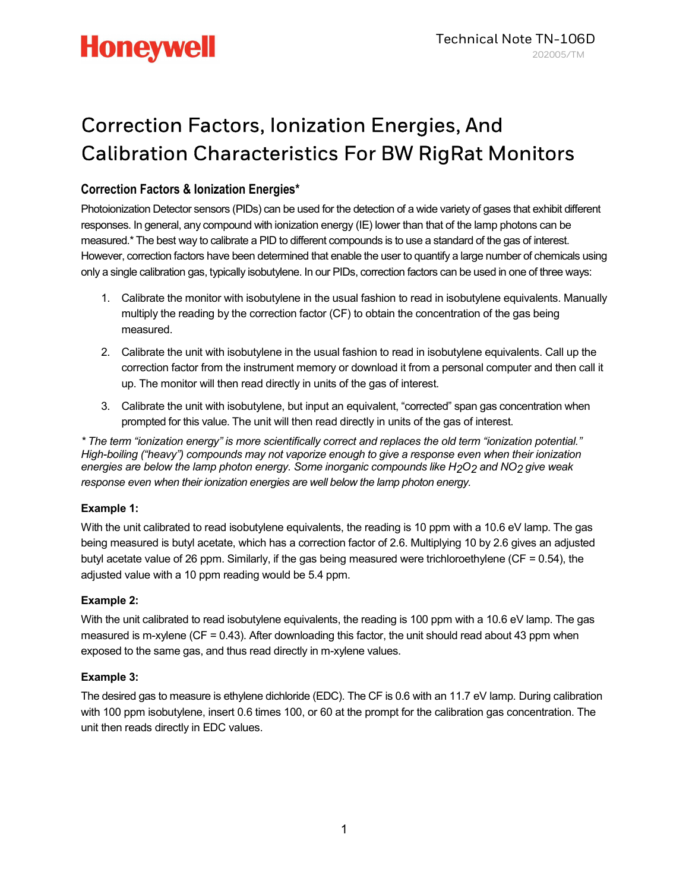Technical Note TN-106D

202005/TM

# Correction Factors, Ionization Energies, And Calibration Characteristics For BW RigRat Monitors

## Correction Factors & Ionization Energies*

Photoionization Detector sensors (PIDs) can be used for the detection of a wide variety of gases that exhibit different responses. In general, any compound with ionization energy (IE) lower than that of the lamp photons can be measured.* The best way to calibrate a PID to different compounds is to use a standard of the gas of interest. However, correction factors have been determined that enable the user to quantify a large number of chemicals using only a single calibration gas, typically isobutylene. In our PIDs, correction factors can be used in one of three ways:

1. Calibrate the monitor with isobutylene in the usual fashion to read in isobutylene equivalents. Manually multiply the reading by the correction factor (CF) to obtain the concentration of the gas being measured.
2. Calibrate the unit with isobutylene in the usual fashion to read in isobutylene equivalents. Call up the correction factor from the instrument memory or download it from a personal computer and then call it up. The monitor will then read directly in units of the gas of interest.
3. Calibrate the unit with isobutylene, but input an equivalent, "corrected" span gas concentration when prompted for this value. The unit will then read directly in units of the gas of interest.

*\* The term "ionization energy" is more scientifically correct and replaces the old term "ionization potential." High-boiling ("heavy") compounds may not vaporize enough to give a response even when their ionization energies are below the lamp photon energy. Some inorganic compounds like $H_2O_2$ and $NO_2$ give weak response even when their ionization energies are well below the lamp photon energy.*

**Example 1:**

With the unit calibrated to read isobutylene equivalents, the reading is 10 ppm with a 10.6 eV lamp. The gas being measured is butyl acetate, which has a correction factor of 2.6. Multiplying 10 by 2.6 gives an adjusted butyl acetate value of 26 ppm. Similarly, if the gas being measured were trichloroethylene (CF = 0.54), the adjusted value with a 10 ppm reading would be 5.4 ppm.

**Example 2:**

With the unit calibrated to read isobutylene equivalents, the reading is 100 ppm with a 10.6 eV lamp. The gas measured is m-xylene (CF = 0.43). After downloading this factor, the unit should read about 43 ppm when exposed to the same gas, and thus read directly in m-xylene values.

**Example 3:**

The desired gas to measure is ethylene dichloride (EDC). The CF is 0.6 with an 11.7 eV lamp. During calibration with 100 ppm isobutylene, insert 0.6 times 100, or 60 at the prompt for the calibration gas concentration. The unit then reads directly in EDC values.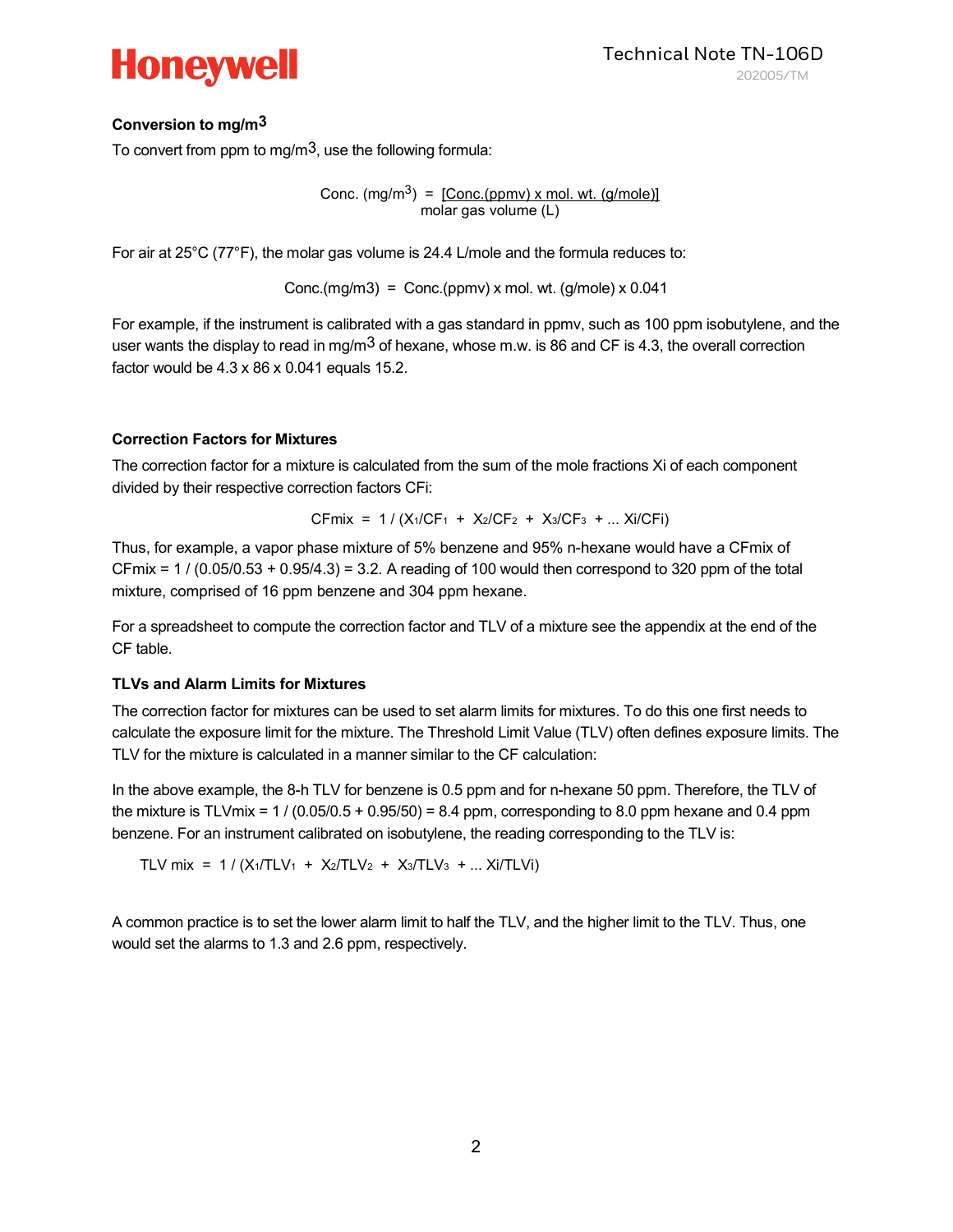### Conversion to mg/m$^3$

To convert from ppm to mg/m$^3$, use the following formula:

$$\text{Conc. (mg/m}^3) = \frac{[\text{Conc.(ppmv) x mol. wt. (g/mole)}]}{\text{molar gas volume (L)}}$$

For air at 25°C (77°F), the molar gas volume is 24.4 L/mole and the formula reduces to:

$$\text{Conc.(mg/m3)} = \text{Conc.(ppmv) x mol. wt. (g/mole) x 0.041}$$

For example, if the instrument is calibrated with a gas standard in ppmv, such as 100 ppm isobutylene, and the user wants the display to read in mg/m$^3$ of hexane, whose m.w. is 86 and CF is 4.3, the overall correction factor would be 4.3 x 86 x 0.041 equals 15.2.

### Correction Factors for Mixtures

The correction factor for a mixture is calculated from the sum of the mole fractions Xi of each component divided by their respective correction factors CFi:

$$\text{CFmix} = 1 / (X_1/CF_1 + X_2/CF_2 + X_3/CF_3 + \ldots Xi/CFi)$$

Thus, for example, a vapor phase mixture of 5% benzene and 95% n-hexane would have a CFmix of CFmix = 1 / (0.05/0.53 + 0.95/4.3) = 3.2. A reading of 100 would then correspond to 320 ppm of the total mixture, comprised of 16 ppm benzene and 304 ppm hexane.

For a spreadsheet to compute the correction factor and TLV of a mixture see the appendix at the end of the CF table.

### TLVs and Alarm Limits for Mixtures

The correction factor for mixtures can be used to set alarm limits for mixtures. To do this one first needs to calculate the exposure limit for the mixture. The Threshold Limit Value (TLV) often defines exposure limits. The TLV for the mixture is calculated in a manner similar to the CF calculation:

In the above example, the 8-h TLV for benzene is 0.5 ppm and for n-hexane 50 ppm. Therefore, the TLV of the mixture is TLVmix = 1 / (0.05/0.5 + 0.95/50) = 8.4 ppm, corresponding to 8.0 ppm hexane and 0.4 ppm benzene. For an instrument calibrated on isobutylene, the reading corresponding to the TLV is:

$$\text{TLV mix} = 1 / (X_1/TLV_1 + X_2/TLV_2 + X_3/TLV_3 + \ldots Xi/TLVi)$$

A common practice is to set the lower alarm limit to half the TLV, and the higher limit to the TLV. Thus, one would set the alarms to 1.3 and 2.6 ppm, respectively.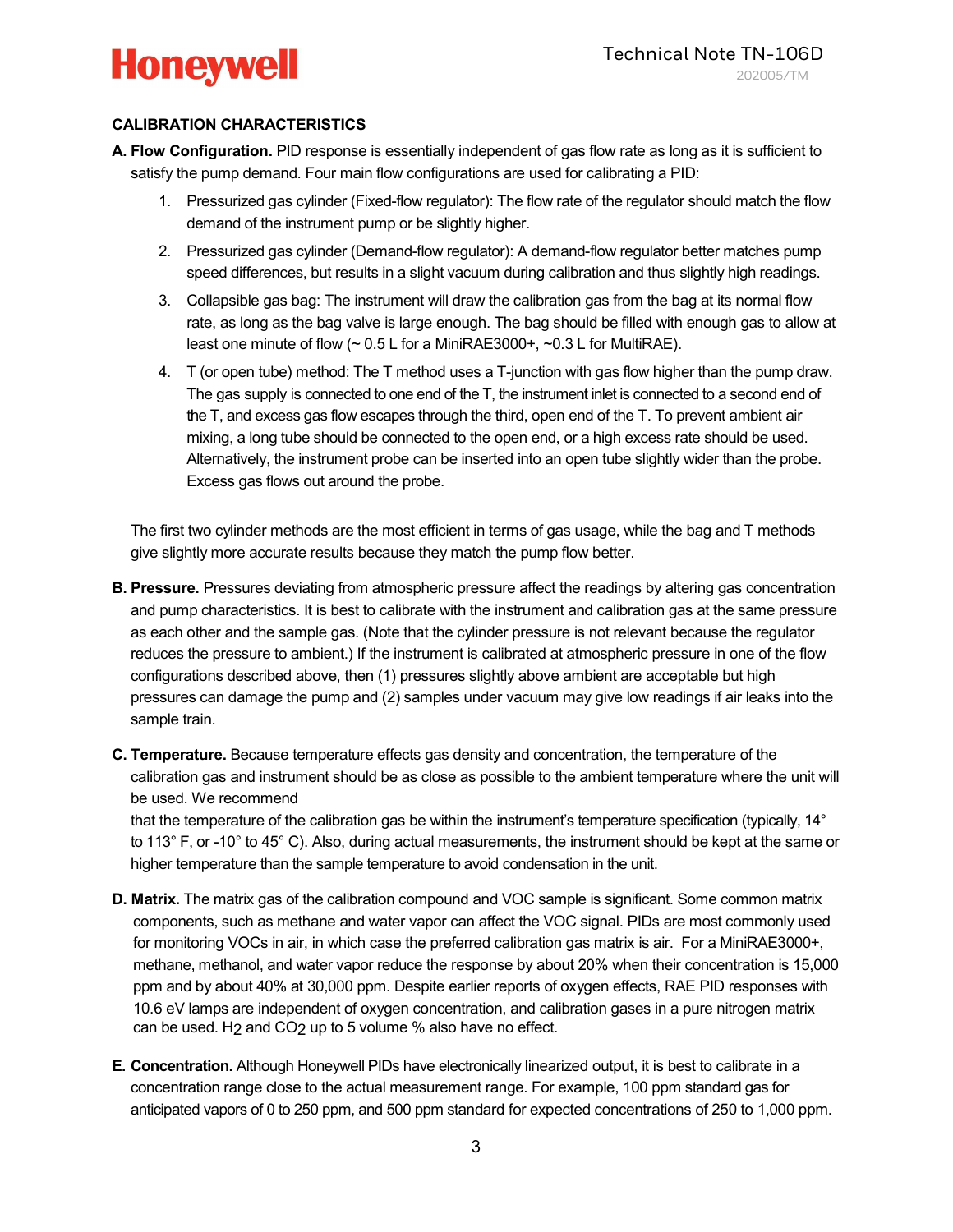## CALIBRATION CHARACTERISTICS

**A. Flow Configuration.** PID response is essentially independent of gas flow rate as long as it is sufficient to satisfy the pump demand. Four main flow configurations are used for calibrating a PID:

1. Pressurized gas cylinder (Fixed-flow regulator): The flow rate of the regulator should match the flow demand of the instrument pump or be slightly higher.
2. Pressurized gas cylinder (Demand-flow regulator): A demand-flow regulator better matches pump speed differences, but results in a slight vacuum during calibration and thus slightly high readings.
3. Collapsible gas bag: The instrument will draw the calibration gas from the bag at its normal flow rate, as long as the bag valve is large enough. The bag should be filled with enough gas to allow at least one minute of flow (~ 0.5 L for a MiniRAE3000+, ~0.3 L for MultiRAE).
4. T (or open tube) method: The T method uses a T-junction with gas flow higher than the pump draw. The gas supply is connected to one end of the T, the instrument inlet is connected to a second end of the T, and excess gas flow escapes through the third, open end of the T. To prevent ambient air mixing, a long tube should be connected to the open end, or a high excess rate should be used. Alternatively, the instrument probe can be inserted into an open tube slightly wider than the probe. Excess gas flows out around the probe.

The first two cylinder methods are the most efficient in terms of gas usage, while the bag and T methods give slightly more accurate results because they match the pump flow better.

**B. Pressure.** Pressures deviating from atmospheric pressure affect the readings by altering gas concentration and pump characteristics. It is best to calibrate with the instrument and calibration gas at the same pressure as each other and the sample gas. (Note that the cylinder pressure is not relevant because the regulator reduces the pressure to ambient.) If the instrument is calibrated at atmospheric pressure in one of the flow configurations described above, then (1) pressures slightly above ambient are acceptable but high pressures can damage the pump and (2) samples under vacuum may give low readings if air leaks into the sample train.

**C. Temperature.** Because temperature effects gas density and concentration, the temperature of the calibration gas and instrument should be as close as possible to the ambient temperature where the unit will be used. We recommend that the temperature of the calibration gas be within the instrument's temperature specification (typically, 14° to 113° F, or -10° to 45° C). Also, during actual measurements, the instrument should be kept at the same or higher temperature than the sample temperature to avoid condensation in the unit.

**D. Matrix.** The matrix gas of the calibration compound and VOC sample is significant. Some common matrix components, such as methane and water vapor can affect the VOC signal. PIDs are most commonly used for monitoring VOCs in air, in which case the preferred calibration gas matrix is air. For a MiniRAE3000+, methane, methanol, and water vapor reduce the response by about 20% when their concentration is 15,000 ppm and by about 40% at 30,000 ppm. Despite earlier reports of oxygen effects, RAE PID responses with 10.6 eV lamps are independent of oxygen concentration, and calibration gases in a pure nitrogen matrix can be used. $H_2$ and $CO_2$ up to 5 volume % also have no effect.

**E. Concentration.** Although Honeywell PIDs have electronically linearized output, it is best to calibrate in a concentration range close to the actual measurement range. For example, 100 ppm standard gas for anticipated vapors of 0 to 250 ppm, and 500 ppm standard for expected concentrations of 250 to 1,000 ppm.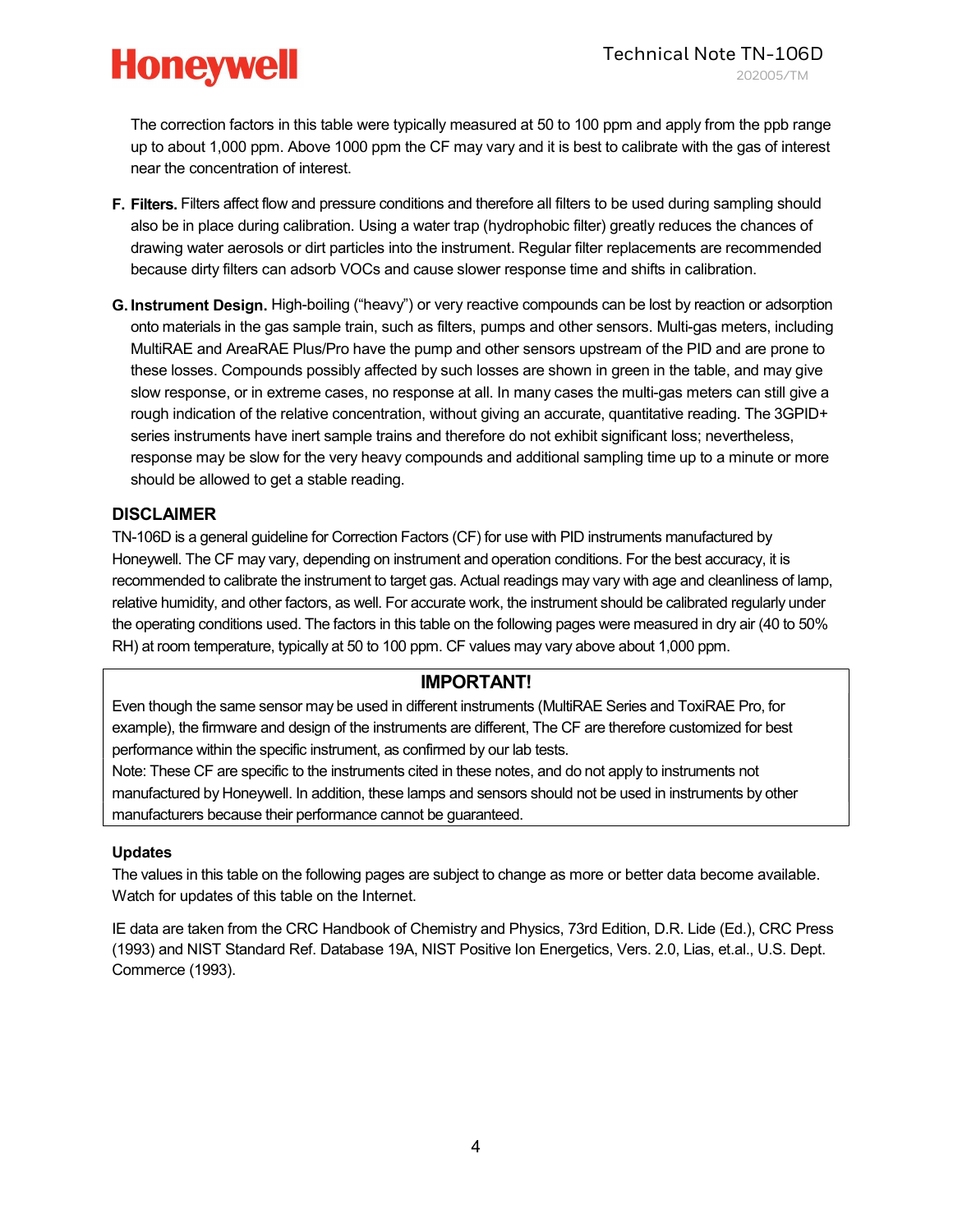The correction factors in this table were typically measured at 50 to 100 ppm and apply from the ppb range up to about 1,000 ppm. Above 1000 ppm the CF may vary and it is best to calibrate with the gas of interest near the concentration of interest.

**F. Filters.** Filters affect flow and pressure conditions and therefore all filters to be used during sampling should also be in place during calibration. Using a water trap (hydrophobic filter) greatly reduces the chances of drawing water aerosols or dirt particles into the instrument. Regular filter replacements are recommended because dirty filters can adsorb VOCs and cause slower response time and shifts in calibration.

**G. Instrument Design.** High-boiling ("heavy") or very reactive compounds can be lost by reaction or adsorption onto materials in the gas sample train, such as filters, pumps and other sensors. Multi-gas meters, including MultiRAE and AreaRAE Plus/Pro have the pump and other sensors upstream of the PID and are prone to these losses. Compounds possibly affected by such losses are shown in green in the table, and may give slow response, or in extreme cases, no response at all. In many cases the multi-gas meters can still give a rough indication of the relative concentration, without giving an accurate, quantitative reading. The 3GPID+ series instruments have inert sample trains and therefore do not exhibit significant loss; nevertheless, response may be slow for the very heavy compounds and additional sampling time up to a minute or more should be allowed to get a stable reading.

## DISCLAIMER

TN-106D is a general guideline for Correction Factors (CF) for use with PID instruments manufactured by Honeywell. The CF may vary, depending on instrument and operation conditions. For the best accuracy, it is recommended to calibrate the instrument to target gas. Actual readings may vary with age and cleanliness of lamp, relative humidity, and other factors, as well. For accurate work, the instrument should be calibrated regularly under the operating conditions used. The factors in this table on the following pages were measured in dry air (40 to 50% RH) at room temperature, typically at 50 to 100 ppm. CF values may vary above about 1,000 ppm.

## IMPORTANT!

Even though the same sensor may be used in different instruments (MultiRAE Series and ToxiRAE Pro, for example), the firmware and design of the instruments are different, The CF are therefore customized for best performance within the specific instrument, as confirmed by our lab tests.
Note: These CF are specific to the instruments cited in these notes, and do not apply to instruments not manufactured by Honeywell. In addition, these lamps and sensors should not be used in instruments by other manufacturers because their performance cannot be guaranteed.

### Updates

The values in this table on the following pages are subject to change as more or better data become available. Watch for updates of this table on the Internet.

IE data are taken from the CRC Handbook of Chemistry and Physics, 73rd Edition, D.R. Lide (Ed.), CRC Press (1993) and NIST Standard Ref. Database 19A, NIST Positive Ion Energetics, Vers. 2.0, Lias, et.al., U.S. Dept. Commerce (1993).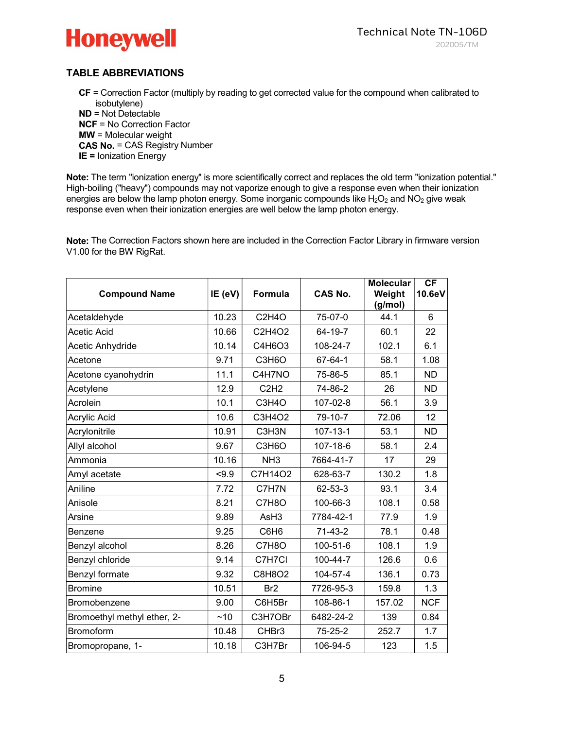## TABLE ABBREVIATIONS

**CF** = Correction Factor (multiply by reading to get corrected value for the compound when calibrated to isobutylene)
**ND** = Not Detectable
**NCF** = No Correction Factor
**MW** = Molecular weight
**CAS No.** = CAS Registry Number
**IE =** Ionization Energy

**Note:** The term "ionization energy" is more scientifically correct and replaces the old term "ionization potential." High-boiling ("heavy") compounds may not vaporize enough to give a response even when their ionization energies are below the lamp photon energy. Some inorganic compounds like $H_2O_2$ and $NO_2$ give weak response even when their ionization energies are well below the lamp photon energy.

**Note:** The Correction Factors shown here are included in the Correction Factor Library in firmware version V1.00 for the BW RigRat.

| Compound Name | IE (eV) | Formula | CAS No. | Molecular Weight (g/mol) | CF 10.6eV |
|---|---|---|---|---|---|
| Acetaldehyde | 10.23 | C2H4O | 75-07-0 | 44.1 | 6 |
| Acetic Acid | 10.66 | C2H4O2 | 64-19-7 | 60.1 | 22 |
| Acetic Anhydride | 10.14 | C4H6O3 | 108-24-7 | 102.1 | 6.1 |
| Acetone | 9.71 | C3H6O | 67-64-1 | 58.1 | 1.08 |
| Acetone cyanohydrin | 11.1 | C4H7NO | 75-86-5 | 85.1 | ND |
| Acetylene | 12.9 | C2H2 | 74-86-2 | 26 | ND |
| Acrolein | 10.1 | C3H4O | 107-02-8 | 56.1 | 3.9 |
| Acrylic Acid | 10.6 | C3H4O2 | 79-10-7 | 72.06 | 12 |
| Acrylonitrile | 10.91 | C3H3N | 107-13-1 | 53.1 | ND |
| Allyl alcohol | 9.67 | C3H6O | 107-18-6 | 58.1 | 2.4 |
| Ammonia | 10.16 | NH3 | 7664-41-7 | 17 | 29 |
| Amyl acetate | <9.9 | C7H14O2 | 628-63-7 | 130.2 | 1.8 |
| Aniline | 7.72 | C7H7N | 62-53-3 | 93.1 | 3.4 |
| Anisole | 8.21 | C7H8O | 100-66-3 | 108.1 | 0.58 |
| Arsine | 9.89 | AsH3 | 7784-42-1 | 77.9 | 1.9 |
| Benzene | 9.25 | C6H6 | 71-43-2 | 78.1 | 0.48 |
| Benzyl alcohol | 8.26 | C7H8O | 100-51-6 | 108.1 | 1.9 |
| Benzyl chloride | 9.14 | C7H7Cl | 100-44-7 | 126.6 | 0.6 |
| Benzyl formate | 9.32 | C8H8O2 | 104-57-4 | 136.1 | 0.73 |
| Bromine | 10.51 | Br2 | 7726-95-3 | 159.8 | 1.3 |
| Bromobenzene | 9.00 | C6H5Br | 108-86-1 | 157.02 | NCF |
| Bromoethyl methyl ether, 2- | ~10 | C3H7OBr | 6482-24-2 | 139 | 0.84 |
| Bromoform | 10.48 | CHBr3 | 75-25-2 | 252.7 | 1.7 |
| Bromopropane, 1- | 10.18 | C3H7Br | 106-94-5 | 123 | 1.5 |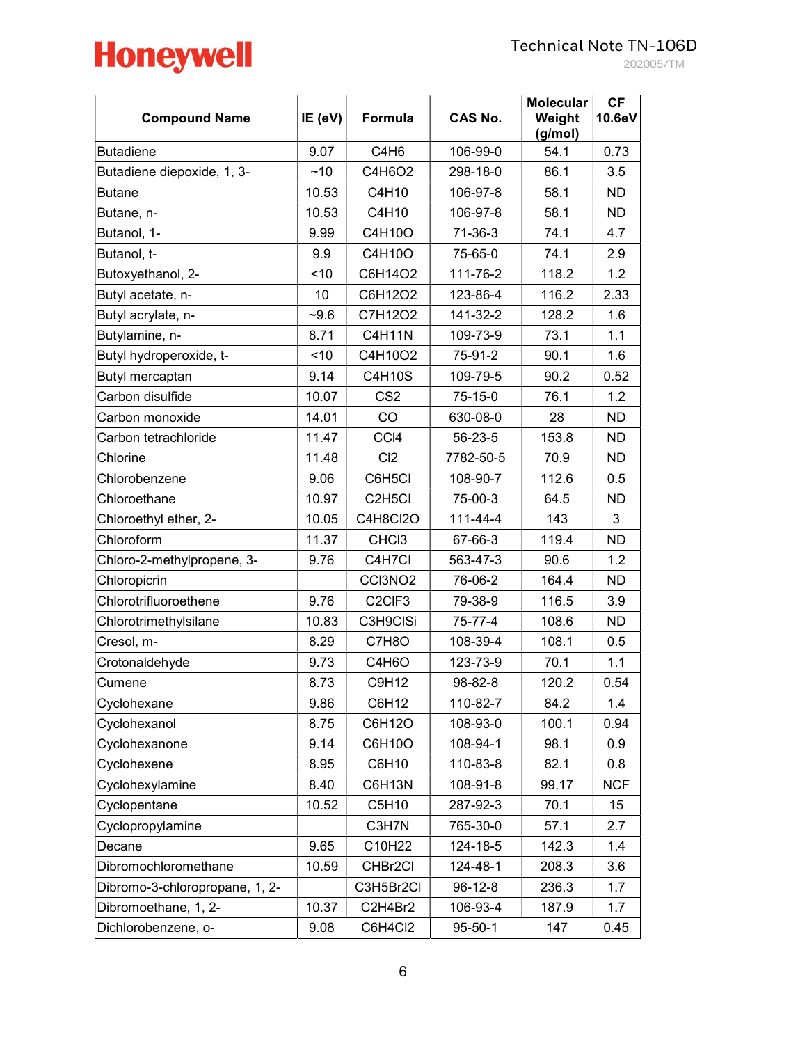| Compound Name | IE (eV) | Formula | CAS No. | Molecular Weight (g/mol) | CF 10.6eV |
|---|---|---|---|---|---|
| Butadiene | 9.07 | C4H6 | 106-99-0 | 54.1 | 0.73 |
| Butadiene diepoxide, 1, 3- | ~10 | C4H6O2 | 298-18-0 | 86.1 | 3.5 |
| Butane | 10.53 | C4H10 | 106-97-8 | 58.1 | ND |
| Butane, n- | 10.53 | C4H10 | 106-97-8 | 58.1 | ND |
| Butanol, 1- | 9.99 | C4H10O | 71-36-3 | 74.1 | 4.7 |
| Butanol, t- | 9.9 | C4H10O | 75-65-0 | 74.1 | 2.9 |
| Butoxyethanol, 2- | <10 | C6H14O2 | 111-76-2 | 118.2 | 1.2 |
| Butyl acetate, n- | 10 | C6H12O2 | 123-86-4 | 116.2 | 2.33 |
| Butyl acrylate, n- | ~9.6 | C7H12O2 | 141-32-2 | 128.2 | 1.6 |
| Butylamine, n- | 8.71 | C4H11N | 109-73-9 | 73.1 | 1.1 |
| Butyl hydroperoxide, t- | <10 | C4H10O2 | 75-91-2 | 90.1 | 1.6 |
| Butyl mercaptan | 9.14 | C4H10S | 109-79-5 | 90.2 | 0.52 |
| Carbon disulfide | 10.07 | CS2 | 75-15-0 | 76.1 | 1.2 |
| Carbon monoxide | 14.01 | CO | 630-08-0 | 28 | ND |
| Carbon tetrachloride | 11.47 | CCl4 | 56-23-5 | 153.8 | ND |
| Chlorine | 11.48 | Cl2 | 7782-50-5 | 70.9 | ND |
| Chlorobenzene | 9.06 | C6H5Cl | 108-90-7 | 112.6 | 0.5 |
| Chloroethane | 10.97 | C2H5Cl | 75-00-3 | 64.5 | ND |
| Chloroethyl ether, 2- | 10.05 | C4H8Cl2O | 111-44-4 | 143 | 3 |
| Chloroform | 11.37 | CHCl3 | 67-66-3 | 119.4 | ND |
| Chloro-2-methylpropene, 3- | 9.76 | C4H7Cl | 563-47-3 | 90.6 | 1.2 |
| Chloropicrin | | CCl3NO2 | 76-06-2 | 164.4 | ND |
| Chlorotrifluoroethene | 9.76 | C2ClF3 | 79-38-9 | 116.5 | 3.9 |
| Chlorotrimethylsilane | 10.83 | C3H9ClSi | 75-77-4 | 108.6 | ND |
| Cresol, m- | 8.29 | C7H8O | 108-39-4 | 108.1 | 0.5 |
| Crotonaldehyde | 9.73 | C4H6O | 123-73-9 | 70.1 | 1.1 |
| Cumene | 8.73 | C9H12 | 98-82-8 | 120.2 | 0.54 |
| Cyclohexane | 9.86 | C6H12 | 110-82-7 | 84.2 | 1.4 |
| Cyclohexanol | 8.75 | C6H12O | 108-93-0 | 100.1 | 0.94 |
| Cyclohexanone | 9.14 | C6H10O | 108-94-1 | 98.1 | 0.9 |
| Cyclohexene | 8.95 | C6H10 | 110-83-8 | 82.1 | 0.8 |
| Cyclohexylamine | 8.40 | C6H13N | 108-91-8 | 99.17 | NCF |
| Cyclopentane | 10.52 | C5H10 | 287-92-3 | 70.1 | 15 |
| Cyclopropylamine | | C3H7N | 765-30-0 | 57.1 | 2.7 |
| Decane | 9.65 | C10H22 | 124-18-5 | 142.3 | 1.4 |
| Dibromochloromethane | 10.59 | CHBr2Cl | 124-48-1 | 208.3 | 3.6 |
| Dibromo-3-chloropropane, 1, 2- | | C3H5Br2Cl | 96-12-8 | 236.3 | 1.7 |
| Dibromoethane, 1, 2- | 10.37 | C2H4Br2 | 106-93-4 | 187.9 | 1.7 |
| Dichlorobenzene, o- | 9.08 | C6H4Cl2 | 95-50-1 | 147 | 0.45 |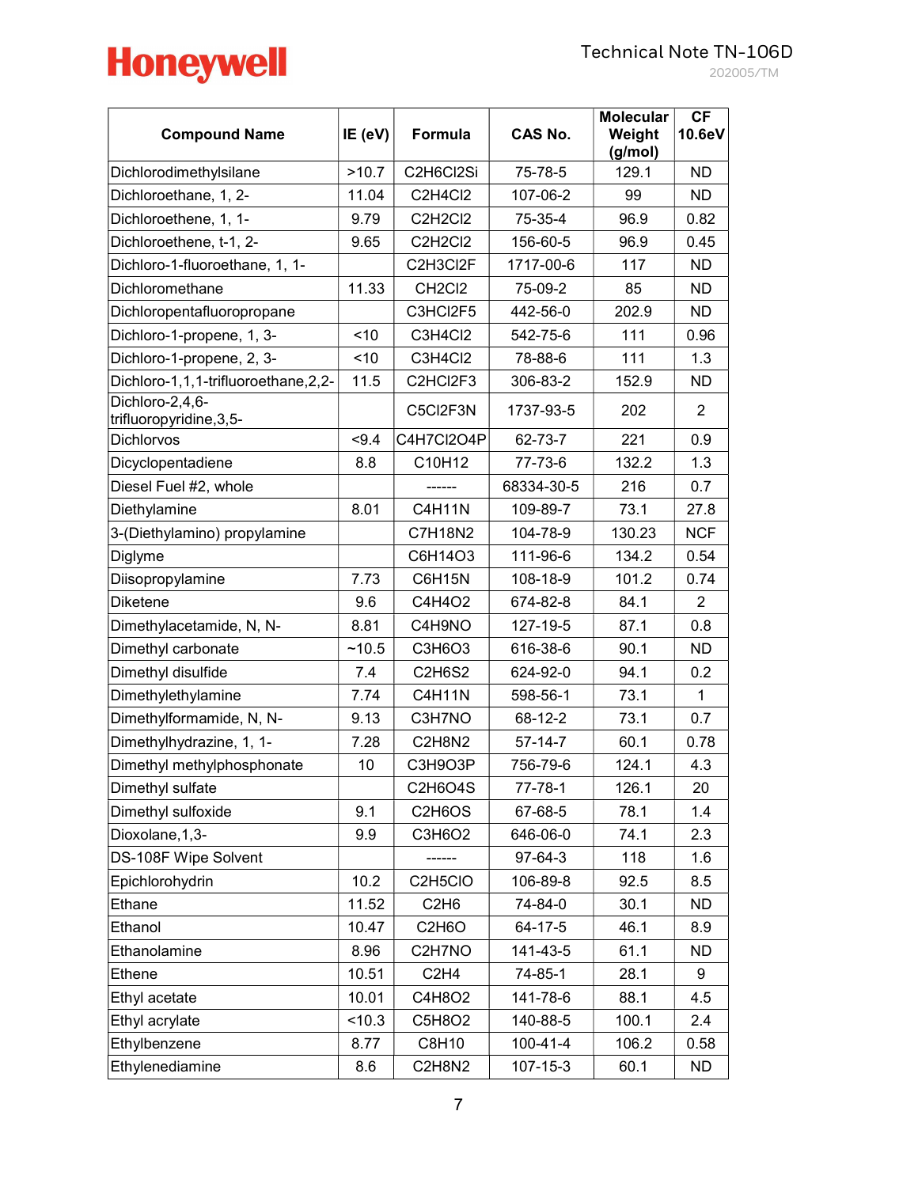| Compound Name | IE (eV) | Formula | CAS No. | Molecular Weight (g/mol) | CF 10.6eV |
|---|---|---|---|---|---|
| Dichlorodimethylsilane | >10.7 | C2H6Cl2Si | 75-78-5 | 129.1 | ND |
| Dichloroethane, 1, 2- | 11.04 | C2H4Cl2 | 107-06-2 | 99 | ND |
| Dichloroethene, 1, 1- | 9.79 | C2H2Cl2 | 75-35-4 | 96.9 | 0.82 |
| Dichloroethene, t-1, 2- | 9.65 | C2H2Cl2 | 156-60-5 | 96.9 | 0.45 |
| Dichloro-1-fluoroethane, 1, 1- | | C2H3Cl2F | 1717-00-6 | 117 | ND |
| Dichloromethane | 11.33 | CH2Cl2 | 75-09-2 | 85 | ND |
| Dichloropentafluoropropane | | C3HCl2F5 | 442-56-0 | 202.9 | ND |
| Dichloro-1-propene, 1, 3- | <10 | C3H4Cl2 | 542-75-6 | 111 | 0.96 |
| Dichloro-1-propene, 2, 3- | <10 | C3H4Cl2 | 78-88-6 | 111 | 1.3 |
| Dichloro-1,1,1-trifluoroethane,2,2- | 11.5 | C2HCl2F3 | 306-83-2 | 152.9 | ND |
| Dichloro-2,4,6-trifluoropyridine,3,5- | | C5Cl2F3N | 1737-93-5 | 202 | 2 |
| Dichlorvos | <9.4 | C4H7Cl2O4P | 62-73-7 | 221 | 0.9 |
| Dicyclopentadiene | 8.8 | C10H12 | 77-73-6 | 132.2 | 1.3 |
| Diesel Fuel #2, whole | | ------ | 68334-30-5 | 216 | 0.7 |
| Diethylamine | 8.01 | C4H11N | 109-89-7 | 73.1 | 27.8 |
| 3-(Diethylamino) propylamine | | C7H18N2 | 104-78-9 | 130.23 | NCF |
| Diglyme | | C6H14O3 | 111-96-6 | 134.2 | 0.54 |
| Diisopropylamine | 7.73 | C6H15N | 108-18-9 | 101.2 | 0.74 |
| Diketene | 9.6 | C4H4O2 | 674-82-8 | 84.1 | 2 |
| Dimethylacetamide, N, N- | 8.81 | C4H9NO | 127-19-5 | 87.1 | 0.8 |
| Dimethyl carbonate | ~10.5 | C3H6O3 | 616-38-6 | 90.1 | ND |
| Dimethyl disulfide | 7.4 | C2H6S2 | 624-92-0 | 94.1 | 0.2 |
| Dimethylethylamine | 7.74 | C4H11N | 598-56-1 | 73.1 | 1 |
| Dimethylformamide, N, N- | 9.13 | C3H7NO | 68-12-2 | 73.1 | 0.7 |
| Dimethylhydrazine, 1, 1- | 7.28 | C2H8N2 | 57-14-7 | 60.1 | 0.78 |
| Dimethyl methylphosphonate | 10 | C3H9O3P | 756-79-6 | 124.1 | 4.3 |
| Dimethyl sulfate | | C2H6O4S | 77-78-1 | 126.1 | 20 |
| Dimethyl sulfoxide | 9.1 | C2H6OS | 67-68-5 | 78.1 | 1.4 |
| Dioxolane,1,3- | 9.9 | C3H6O2 | 646-06-0 | 74.1 | 2.3 |
| DS-108F Wipe Solvent | | ------ | 97-64-3 | 118 | 1.6 |
| Epichlorohydrin | 10.2 | C2H5ClO | 106-89-8 | 92.5 | 8.5 |
| Ethane | 11.52 | C2H6 | 74-84-0 | 30.1 | ND |
| Ethanol | 10.47 | C2H6O | 64-17-5 | 46.1 | 8.9 |
| Ethanolamine | 8.96 | C2H7NO | 141-43-5 | 61.1 | ND |
| Ethene | 10.51 | C2H4 | 74-85-1 | 28.1 | 9 |
| Ethyl acetate | 10.01 | C4H8O2 | 141-78-6 | 88.1 | 4.5 |
| Ethyl acrylate | <10.3 | C5H8O2 | 140-88-5 | 100.1 | 2.4 |
| Ethylbenzene | 8.77 | C8H10 | 100-41-4 | 106.2 | 0.58 |
| Ethylenediamine | 8.6 | C2H8N2 | 107-15-3 | 60.1 | ND |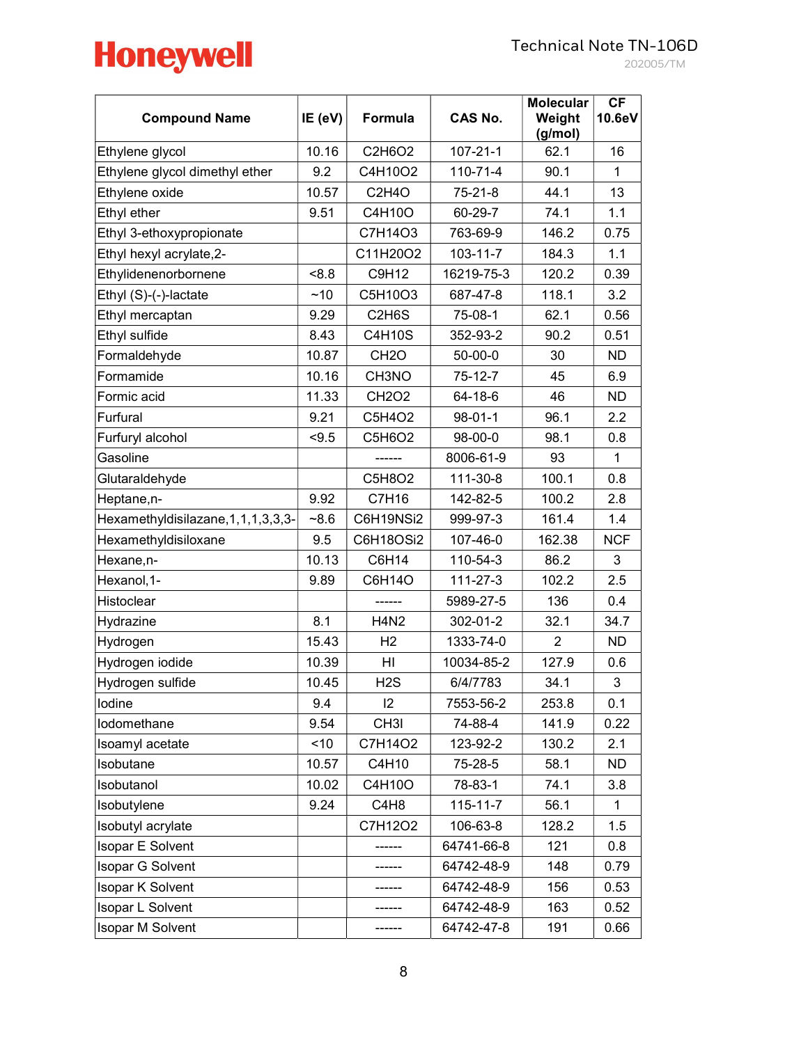| Compound Name | IE (eV) | Formula | CAS No. | Molecular Weight (g/mol) | CF 10.6eV |
|---|---|---|---|---|---|
| Ethylene glycol | 10.16 | C2H6O2 | 107-21-1 | 62.1 | 16 |
| Ethylene glycol dimethyl ether | 9.2 | C4H10O2 | 110-71-4 | 90.1 | 1 |
| Ethylene oxide | 10.57 | C2H4O | 75-21-8 | 44.1 | 13 |
| Ethyl ether | 9.51 | C4H10O | 60-29-7 | 74.1 | 1.1 |
| Ethyl 3-ethoxypropionate | | C7H14O3 | 763-69-9 | 146.2 | 0.75 |
| Ethyl hexyl acrylate,2- | | C11H20O2 | 103-11-7 | 184.3 | 1.1 |
| Ethylidenenorbornene | <8.8 | C9H12 | 16219-75-3 | 120.2 | 0.39 |
| Ethyl (S)-(-)-lactate | ~10 | C5H10O3 | 687-47-8 | 118.1 | 3.2 |
| Ethyl mercaptan | 9.29 | C2H6S | 75-08-1 | 62.1 | 0.56 |
| Ethyl sulfide | 8.43 | C4H10S | 352-93-2 | 90.2 | 0.51 |
| Formaldehyde | 10.87 | CH2O | 50-00-0 | 30 | ND |
| Formamide | 10.16 | CH3NO | 75-12-7 | 45 | 6.9 |
| Formic acid | 11.33 | CH2O2 | 64-18-6 | 46 | ND |
| Furfural | 9.21 | C5H4O2 | 98-01-1 | 96.1 | 2.2 |
| Furfuryl alcohol | <9.5 | C5H6O2 | 98-00-0 | 98.1 | 0.8 |
| Gasoline | | ------ | 8006-61-9 | 93 | 1 |
| Glutaraldehyde | | C5H8O2 | 111-30-8 | 100.1 | 0.8 |
| Heptane,n- | 9.92 | C7H16 | 142-82-5 | 100.2 | 2.8 |
| Hexamethyldisilazane,1,1,1,3,3,3- | ~8.6 | C6H19NSi2 | 999-97-3 | 161.4 | 1.4 |
| Hexamethyldisiloxane | 9.5 | C6H18OSi2 | 107-46-0 | 162.38 | NCF |
| Hexane,n- | 10.13 | C6H14 | 110-54-3 | 86.2 | 3 |
| Hexanol,1- | 9.89 | C6H14O | 111-27-3 | 102.2 | 2.5 |
| Histoclear | | ------ | 5989-27-5 | 136 | 0.4 |
| Hydrazine | 8.1 | H4N2 | 302-01-2 | 32.1 | 34.7 |
| Hydrogen | 15.43 | H2 | 1333-74-0 | 2 | ND |
| Hydrogen iodide | 10.39 | HI | 10034-85-2 | 127.9 | 0.6 |
| Hydrogen sulfide | 10.45 | H2S | 6/4/7783 | 34.1 | 3 |
| Iodine | 9.4 | I2 | 7553-56-2 | 253.8 | 0.1 |
| Iodomethane | 9.54 | CH3I | 74-88-4 | 141.9 | 0.22 |
| Isoamyl acetate | <10 | C7H14O2 | 123-92-2 | 130.2 | 2.1 |
| Isobutane | 10.57 | C4H10 | 75-28-5 | 58.1 | ND |
| Isobutanol | 10.02 | C4H10O | 78-83-1 | 74.1 | 3.8 |
| Isobutylene | 9.24 | C4H8 | 115-11-7 | 56.1 | 1 |
| Isobutyl acrylate | | C7H12O2 | 106-63-8 | 128.2 | 1.5 |
| Isopar E Solvent | | ------ | 64741-66-8 | 121 | 0.8 |
| Isopar G Solvent | | ------ | 64742-48-9 | 148 | 0.79 |
| Isopar K Solvent | | ------ | 64742-48-9 | 156 | 0.53 |
| Isopar L Solvent | | ------ | 64742-48-9 | 163 | 0.52 |
| Isopar M Solvent | | ------ | 64742-47-8 | 191 | 0.66 |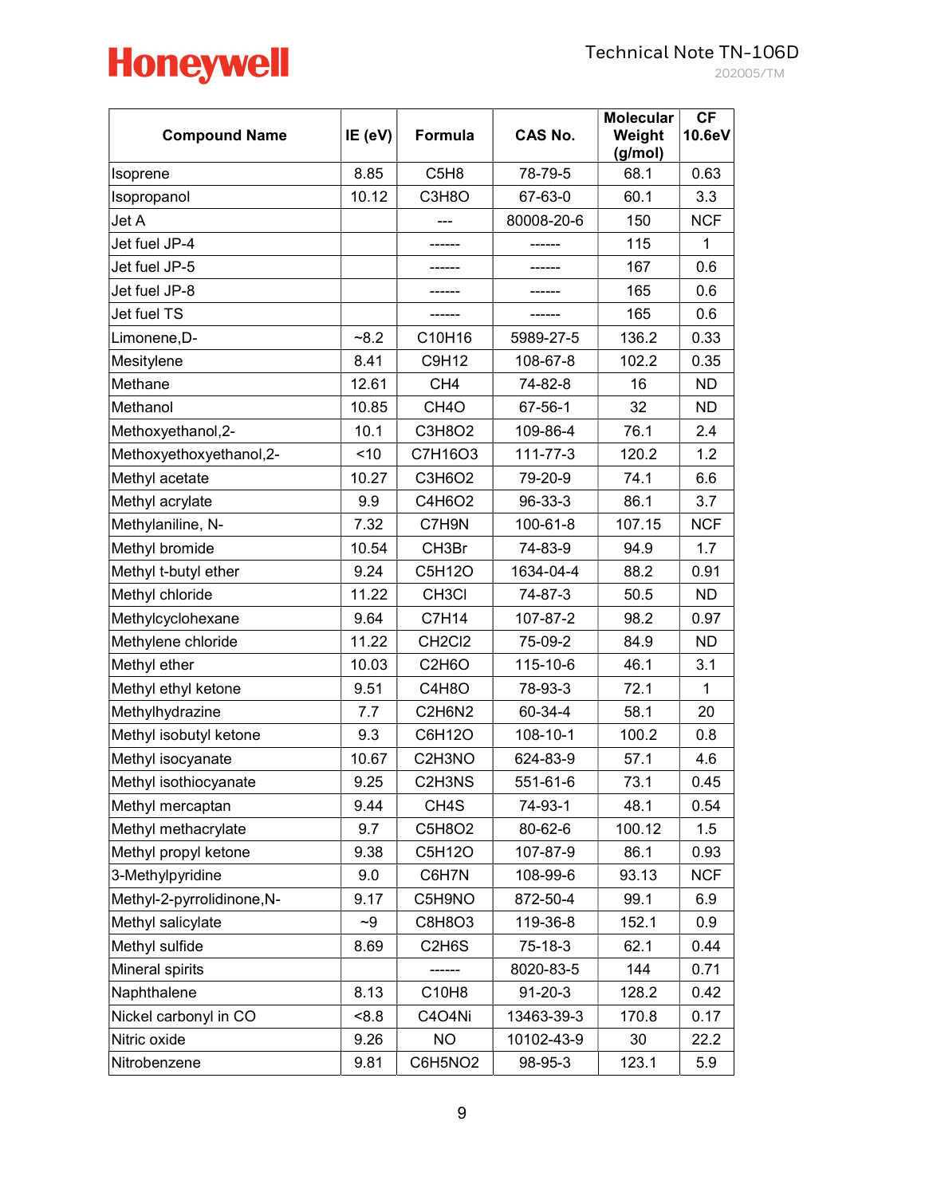| Compound Name | IE (eV) | Formula | CAS No. | Molecular Weight (g/mol) | CF 10.6eV |
|---|---|---|---|---|---|
| Isoprene | 8.85 | $C_5H_8$ | 78-79-5 | 68.1 | 0.63 |
| Isopropanol | 10.12 | $C_3H_8O$ | 67-63-0 | 60.1 | 3.3 |
| Jet A | | --- | 80008-20-6 | 150 | NCF |
| Jet fuel JP-4 | | ------ | ------ | 115 | 1 |
| Jet fuel JP-5 | | ------ | ------ | 167 | 0.6 |
| Jet fuel JP-8 | | ------ | ------ | 165 | 0.6 |
| Jet fuel TS | | ------ | ------ | 165 | 0.6 |
| Limonene,D- | ~8.2 | $C_{10}H_{16}$ | 5989-27-5 | 136.2 | 0.33 |
| Mesitylene | 8.41 | $C_9H_{12}$ | 108-67-8 | 102.2 | 0.35 |
| Methane | 12.61 | $CH_4$ | 74-82-8 | 16 | ND |
| Methanol | 10.85 | $CH_4O$ | 67-56-1 | 32 | ND |
| Methoxyethanol,2- | 10.1 | $C_3H_8O_2$ | 109-86-4 | 76.1 | 2.4 |
| Methoxyethoxyethanol,2- | <10 | $C_7H_{16}O_3$ | 111-77-3 | 120.2 | 1.2 |
| Methyl acetate | 10.27 | $C_3H_6O_2$ | 79-20-9 | 74.1 | 6.6 |
| Methyl acrylate | 9.9 | $C_4H_6O_2$ | 96-33-3 | 86.1 | 3.7 |
| Methylaniline, N- | 7.32 | $C_7H_9N$ | 100-61-8 | 107.15 | NCF |
| Methyl bromide | 10.54 | $CH_3Br$ | 74-83-9 | 94.9 | 1.7 |
| Methyl t-butyl ether | 9.24 | $C_5H_{12}O$ | 1634-04-4 | 88.2 | 0.91 |
| Methyl chloride | 11.22 | $CH_3Cl$ | 74-87-3 | 50.5 | ND |
| Methylcyclohexane | 9.64 | $C_7H_{14}$ | 107-87-2 | 98.2 | 0.97 |
| Methylene chloride | 11.22 | $CH_2Cl_2$ | 75-09-2 | 84.9 | ND |
| Methyl ether | 10.03 | $C_2H_6O$ | 115-10-6 | 46.1 | 3.1 |
| Methyl ethyl ketone | 9.51 | $C_4H_8O$ | 78-93-3 | 72.1 | 1 |
| Methylhydrazine | 7.7 | $C_2H_6N_2$ | 60-34-4 | 58.1 | 20 |
| Methyl isobutyl ketone | 9.3 | $C_6H_{12}O$ | 108-10-1 | 100.2 | 0.8 |
| Methyl isocyanate | 10.67 | $C_2H_3NO$ | 624-83-9 | 57.1 | 4.6 |
| Methyl isothiocyanate | 9.25 | $C_2H_3NS$ | 551-61-6 | 73.1 | 0.45 |
| Methyl mercaptan | 9.44 | $CH_4S$ | 74-93-1 | 48.1 | 0.54 |
| Methyl methacrylate | 9.7 | $C_5H_8O_2$ | 80-62-6 | 100.12 | 1.5 |
| Methyl propyl ketone | 9.38 | $C_5H_{12}O$ | 107-87-9 | 86.1 | 0.93 |
| 3-Methylpyridine | 9.0 | $C_6H_7N$ | 108-99-6 | 93.13 | NCF |
| Methyl-2-pyrrolidinone,N- | 9.17 | $C_5H_9NO$ | 872-50-4 | 99.1 | 6.9 |
| Methyl salicylate | ~9 | $C_8H_8O_3$ | 119-36-8 | 152.1 | 0.9 |
| Methyl sulfide | 8.69 | $C_2H_6S$ | 75-18-3 | 62.1 | 0.44 |
| Mineral spirits | | ------ | 8020-83-5 | 144 | 0.71 |
| Naphthalene | 8.13 | $C_{10}H_8$ | 91-20-3 | 128.2 | 0.42 |
| Nickel carbonyl in CO | <8.8 | $C_4O_4Ni$ | 13463-39-3 | 170.8 | 0.17 |
| Nitric oxide | 9.26 | $NO$ | 10102-43-9 | 30 | 22.2 |
| Nitrobenzene | 9.81 | $C_6H_5NO_2$ | 98-95-3 | 123.1 | 5.9 |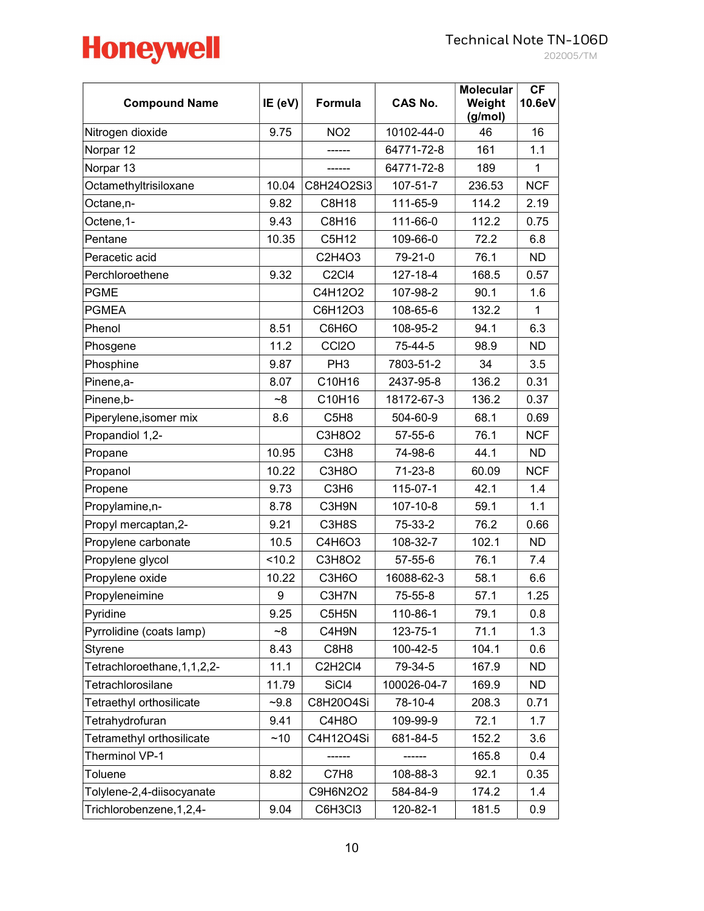| Compound Name | IE (eV) | Formula | CAS No. | Molecular Weight (g/mol) | CF 10.6eV |
|---|---|---|---|---|---|
| Nitrogen dioxide | 9.75 | $NO_2$ | 10102-44-0 | 46 | 16 |
| Norpar 12 | | ------ | 64771-72-8 | 161 | 1.1 |
| Norpar 13 | | ------ | 64771-72-8 | 189 | 1 |
| Octamethyltrisiloxane | 10.04 | $C_8H_{24}O_2Si_3$ | 107-51-7 | 236.53 | NCF |
| Octane,n- | 9.82 | $C_8H_{18}$ | 111-65-9 | 114.2 | 2.19 |
| Octene,1- | 9.43 | $C_8H_{16}$ | 111-66-0 | 112.2 | 0.75 |
| Pentane | 10.35 | $C_5H_{12}$ | 109-66-0 | 72.2 | 6.8 |
| Peracetic acid | | $C_2H_4O_3$ | 79-21-0 | 76.1 | ND |
| Perchloroethene | 9.32 | $C_2Cl_4$ | 127-18-4 | 168.5 | 0.57 |
| PGME | | $C_4H_{12}O_2$ | 107-98-2 | 90.1 | 1.6 |
| PGMEA | | $C_6H_{12}O_3$ | 108-65-6 | 132.2 | 1 |
| Phenol | 8.51 | $C_6H_6O$ | 108-95-2 | 94.1 | 6.3 |
| Phosgene | 11.2 | $CCl_2O$ | 75-44-5 | 98.9 | ND |
| Phosphine | 9.87 | $PH_3$ | 7803-51-2 | 34 | 3.5 |
| Pinene,a- | 8.07 | $C_{10}H_{16}$ | 2437-95-8 | 136.2 | 0.31 |
| Pinene,b- | ~8 | $C_{10}H_{16}$ | 18172-67-3 | 136.2 | 0.37 |
| Piperylene,isomer mix | 8.6 | $C_5H_8$ | 504-60-9 | 68.1 | 0.69 |
| Propandiol 1,2- | | $C_3H_8O_2$ | 57-55-6 | 76.1 | NCF |
| Propane | 10.95 | $C_3H_8$ | 74-98-6 | 44.1 | ND |
| Propanol | 10.22 | $C_3H_8O$ | 71-23-8 | 60.09 | NCF |
| Propene | 9.73 | $C_3H_6$ | 115-07-1 | 42.1 | 1.4 |
| Propylamine,n- | 8.78 | $C_3H_9N$ | 107-10-8 | 59.1 | 1.1 |
| Propyl mercaptan,2- | 9.21 | $C_3H_8S$ | 75-33-2 | 76.2 | 0.66 |
| Propylene carbonate | 10.5 | $C_4H_6O_3$ | 108-32-7 | 102.1 | ND |
| Propylene glycol | <10.2 | $C_3H_8O_2$ | 57-55-6 | 76.1 | 7.4 |
| Propylene oxide | 10.22 | $C_3H_6O$ | 16088-62-3 | 58.1 | 6.6 |
| Propyleneimine | 9 | $C_3H_7N$ | 75-55-8 | 57.1 | 1.25 |
| Pyridine | 9.25 | $C_5H_5N$ | 110-86-1 | 79.1 | 0.8 |
| Pyrrolidine (coats lamp) | ~8 | $C_4H_9N$ | 123-75-1 | 71.1 | 1.3 |
| Styrene | 8.43 | $C_8H_8$ | 100-42-5 | 104.1 | 0.6 |
| Tetrachloroethane,1,1,2,2- | 11.1 | $C_2H_2Cl_4$ | 79-34-5 | 167.9 | ND |
| Tetrachlorosilane | 11.79 | $SiCl_4$ | 100026-04-7 | 169.9 | ND |
| Tetraethyl orthosilicate | ~9.8 | $C_8H_{20}O_4Si$ | 78-10-4 | 208.3 | 0.71 |
| Tetrahydrofuran | 9.41 | $C_4H_8O$ | 109-99-9 | 72.1 | 1.7 |
| Tetramethyl orthosilicate | ~10 | $C_4H_{12}O_4Si$ | 681-84-5 | 152.2 | 3.6 |
| Therminol VP-1 | | ------ | ------ | 165.8 | 0.4 |
| Toluene | 8.82 | $C_7H_8$ | 108-88-3 | 92.1 | 0.35 |
| Tolylene-2,4-diisocyanate | | $C_9H_6N_2O_2$ | 584-84-9 | 174.2 | 1.4 |
| Trichlorobenzene,1,2,4- | 9.04 | $C_6H_3Cl_3$ | 120-82-1 | 181.5 | 0.9 |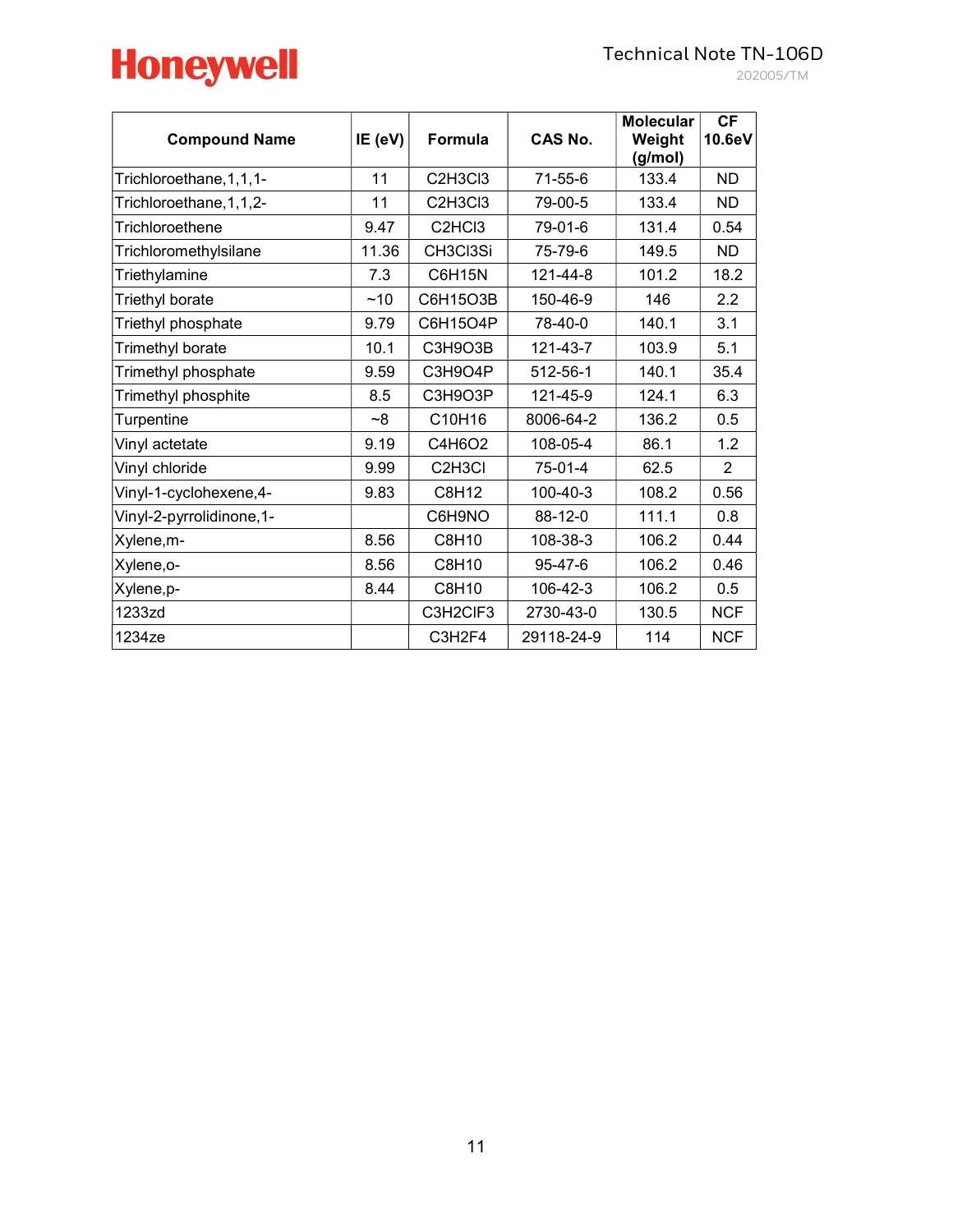| Compound Name | IE (eV) | Formula | CAS No. | Molecular Weight (g/mol) | CF 10.6eV |
|---|---|---|---|---|---|
| Trichloroethane,1,1,1- | 11 | C2H3Cl3 | 71-55-6 | 133.4 | ND |
| Trichloroethane,1,1,2- | 11 | C2H3Cl3 | 79-00-5 | 133.4 | ND |
| Trichloroethene | 9.47 | C2HCl3 | 79-01-6 | 131.4 | 0.54 |
| Trichloromethylsilane | 11.36 | CH3Cl3Si | 75-79-6 | 149.5 | ND |
| Triethylamine | 7.3 | C6H15N | 121-44-8 | 101.2 | 18.2 |
| Triethyl borate | ~10 | C6H15O3B | 150-46-9 | 146 | 2.2 |
| Triethyl phosphate | 9.79 | C6H15O4P | 78-40-0 | 140.1 | 3.1 |
| Trimethyl borate | 10.1 | C3H9O3B | 121-43-7 | 103.9 | 5.1 |
| Trimethyl phosphate | 9.59 | C3H9O4P | 512-56-1 | 140.1 | 35.4 |
| Trimethyl phosphite | 8.5 | C3H9O3P | 121-45-9 | 124.1 | 6.3 |
| Turpentine | ~8 | C10H16 | 8006-64-2 | 136.2 | 0.5 |
| Vinyl actetate | 9.19 | C4H6O2 | 108-05-4 | 86.1 | 1.2 |
| Vinyl chloride | 9.99 | C2H3Cl | 75-01-4 | 62.5 | 2 |
| Vinyl-1-cyclohexene,4- | 9.83 | C8H12 | 100-40-3 | 108.2 | 0.56 |
| Vinyl-2-pyrrolidinone,1- | | C6H9NO | 88-12-0 | 111.1 | 0.8 |
| Xylene,m- | 8.56 | C8H10 | 108-38-3 | 106.2 | 0.44 |
| Xylene,o- | 8.56 | C8H10 | 95-47-6 | 106.2 | 0.46 |
| Xylene,p- | 8.44 | C8H10 | 106-42-3 | 106.2 | 0.5 |
| 1233zd | | C3H2ClF3 | 2730-43-0 | 130.5 | NCF |
| 1234ze | | C3H2F4 | 29118-24-9 | 114 | NCF |